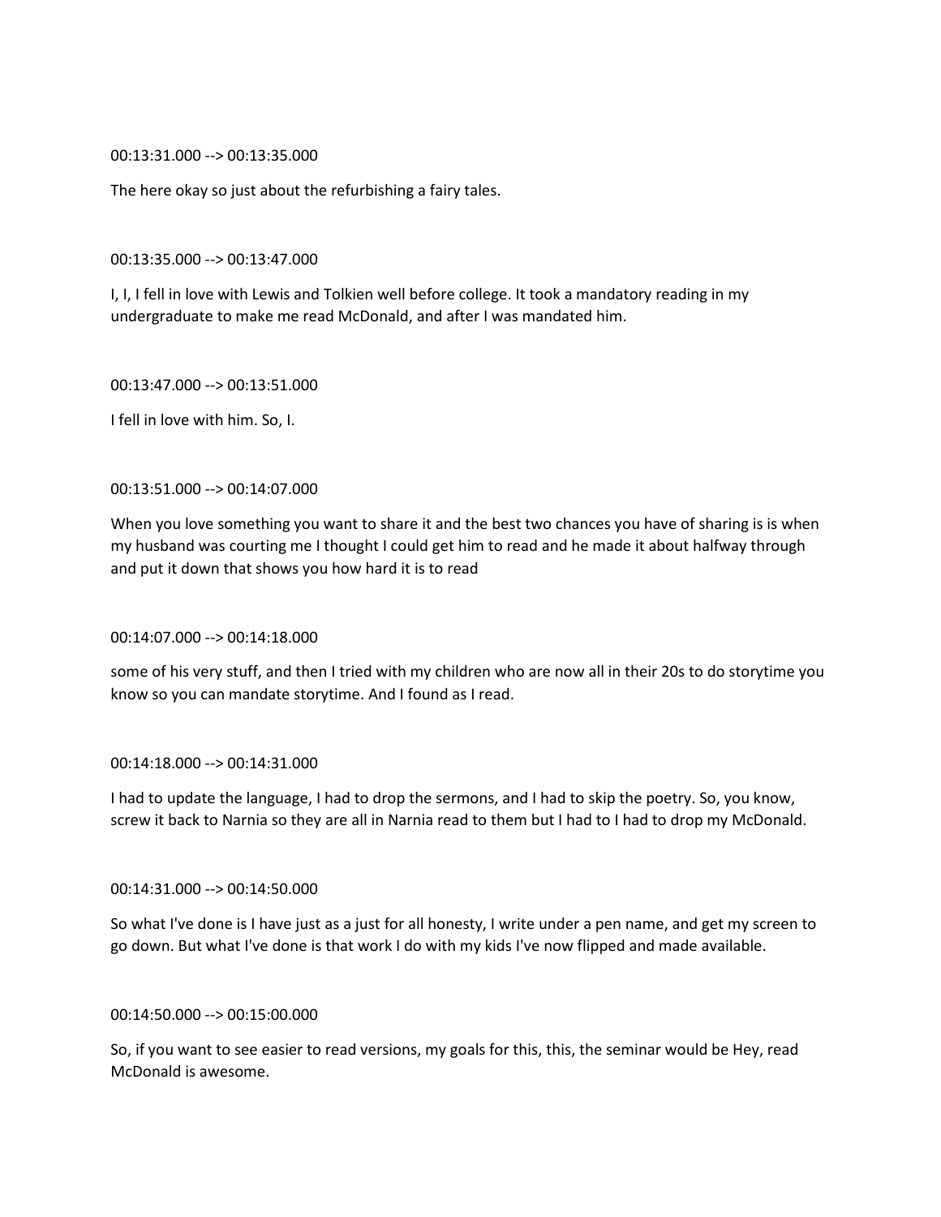00:13:31.000 --> 00:13:35.000

The here okay so just about the refurbishing a fairy tales.

00:13:35.000 --> 00:13:47.000

I, I, I fell in love with Lewis and Tolkien well before college. It took a mandatory reading in my undergraduate to make me read McDonald, and after I was mandated him.

00:13:47.000 --> 00:13:51.000

I fell in love with him. So, I.

00:13:51.000 --> 00:14:07.000

When you love something you want to share it and the best two chances you have of sharing is is when my husband was courting me I thought I could get him to read and he made it about halfway through and put it down that shows you how hard it is to read

00:14:07.000 --> 00:14:18.000

some of his very stuff, and then I tried with my children who are now all in their 20s to do storytime you know so you can mandate storytime. And I found as I read.

00:14:18.000 --> 00:14:31.000

I had to update the language, I had to drop the sermons, and I had to skip the poetry. So, you know, screw it back to Narnia so they are all in Narnia read to them but I had to I had to drop my McDonald.

00:14:31.000 --> 00:14:50.000

So what I've done is I have just as a just for all honesty, I write under a pen name, and get my screen to go down. But what I've done is that work I do with my kids I've now flipped and made available.

00:14:50.000 --> 00:15:00.000

So, if you want to see easier to read versions, my goals for this, this, the seminar would be Hey, read McDonald is awesome.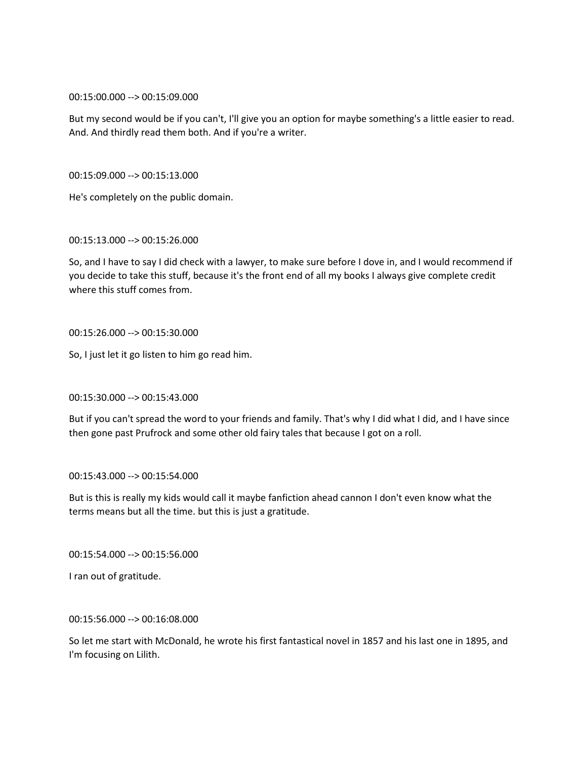00:15:00.000 --> 00:15:09.000

But my second would be if you can't, I'll give you an option for maybe something's a little easier to read. And. And thirdly read them both. And if you're a writer.

00:15:09.000 --> 00:15:13.000

He's completely on the public domain.

00:15:13.000 --> 00:15:26.000

So, and I have to say I did check with a lawyer, to make sure before I dove in, and I would recommend if you decide to take this stuff, because it's the front end of all my books I always give complete credit where this stuff comes from.

00:15:26.000 --> 00:15:30.000

So, I just let it go listen to him go read him.

00:15:30.000 --> 00:15:43.000

But if you can't spread the word to your friends and family. That's why I did what I did, and I have since then gone past Prufrock and some other old fairy tales that because I got on a roll.

00:15:43.000 --> 00:15:54.000

But is this is really my kids would call it maybe fanfiction ahead cannon I don't even know what the terms means but all the time. but this is just a gratitude.

00:15:54.000 --> 00:15:56.000

I ran out of gratitude.

00:15:56.000 --> 00:16:08.000

So let me start with McDonald, he wrote his first fantastical novel in 1857 and his last one in 1895, and I'm focusing on Lilith.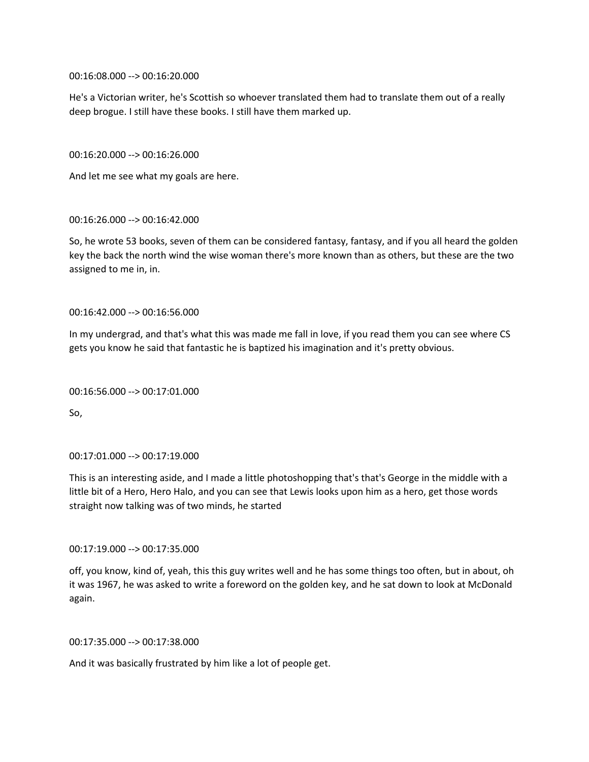00:16:08.000 --> 00:16:20.000

He's a Victorian writer, he's Scottish so whoever translated them had to translate them out of a really deep brogue. I still have these books. I still have them marked up.

00:16:20.000 --> 00:16:26.000

And let me see what my goals are here.

00:16:26.000 --> 00:16:42.000

So, he wrote 53 books, seven of them can be considered fantasy, fantasy, and if you all heard the golden key the back the north wind the wise woman there's more known than as others, but these are the two assigned to me in, in.

00:16:42.000 --> 00:16:56.000

In my undergrad, and that's what this was made me fall in love, if you read them you can see where CS gets you know he said that fantastic he is baptized his imagination and it's pretty obvious.

00:16:56.000 --> 00:17:01.000

So,

00:17:01.000 --> 00:17:19.000

This is an interesting aside, and I made a little photoshopping that's that's George in the middle with a little bit of a Hero, Hero Halo, and you can see that Lewis looks upon him as a hero, get those words straight now talking was of two minds, he started

00:17:19.000 --> 00:17:35.000

off, you know, kind of, yeah, this this guy writes well and he has some things too often, but in about, oh it was 1967, he was asked to write a foreword on the golden key, and he sat down to look at McDonald again.

00:17:35.000 --> 00:17:38.000

And it was basically frustrated by him like a lot of people get.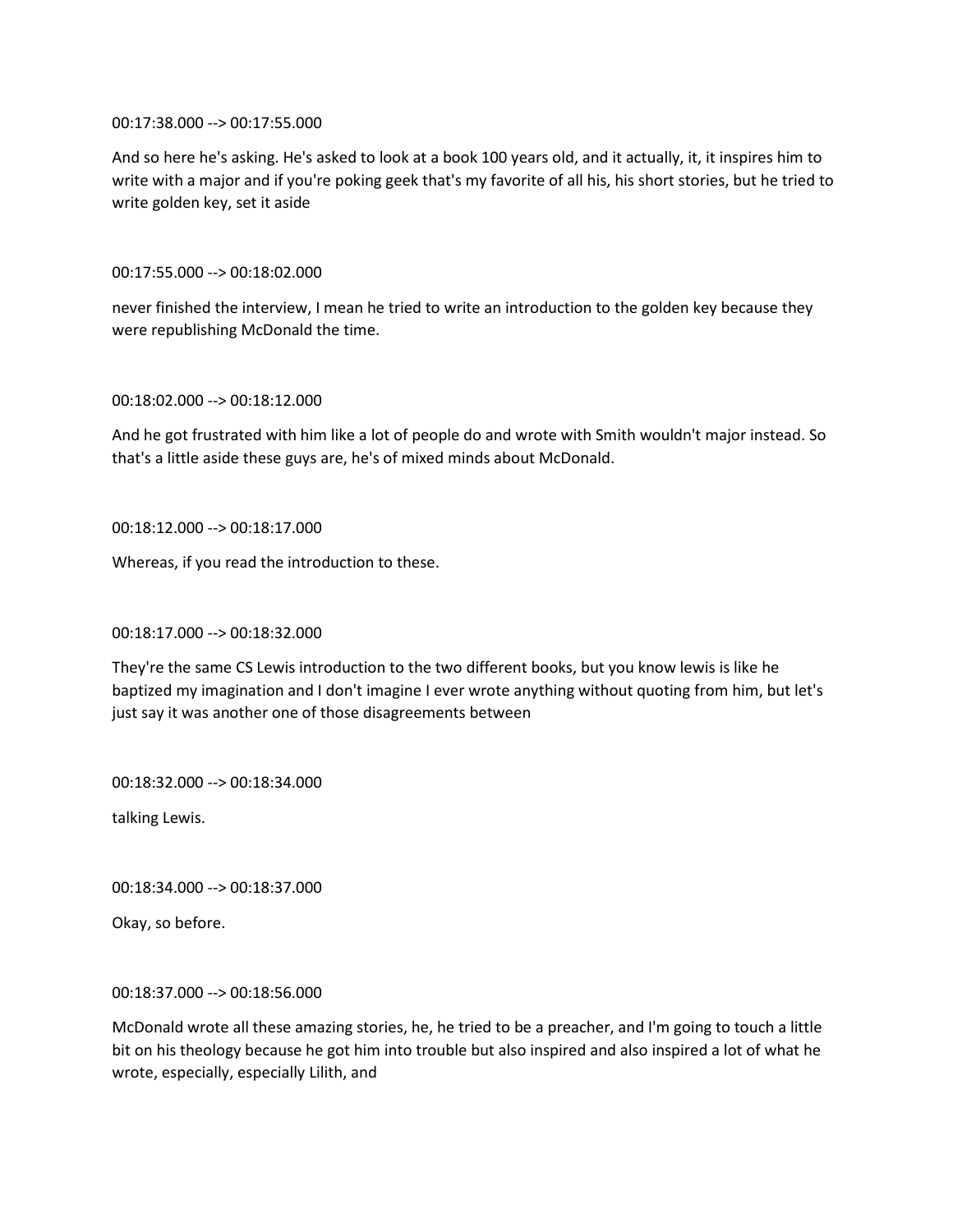00:17:38.000 --> 00:17:55.000

And so here he's asking. He's asked to look at a book 100 years old, and it actually, it, it inspires him to write with a major and if you're poking geek that's my favorite of all his, his short stories, but he tried to write golden key, set it aside

00:17:55.000 --> 00:18:02.000

never finished the interview, I mean he tried to write an introduction to the golden key because they were republishing McDonald the time.

00:18:02.000 --> 00:18:12.000

And he got frustrated with him like a lot of people do and wrote with Smith wouldn't major instead. So that's a little aside these guys are, he's of mixed minds about McDonald.

00:18:12.000 --> 00:18:17.000

Whereas, if you read the introduction to these.

00:18:17.000 --> 00:18:32.000

They're the same CS Lewis introduction to the two different books, but you know lewis is like he baptized my imagination and I don't imagine I ever wrote anything without quoting from him, but let's just say it was another one of those disagreements between

00:18:32.000 --> 00:18:34.000

talking Lewis.

00:18:34.000 --> 00:18:37.000

Okay, so before.

00:18:37.000 --> 00:18:56.000

McDonald wrote all these amazing stories, he, he tried to be a preacher, and I'm going to touch a little bit on his theology because he got him into trouble but also inspired and also inspired a lot of what he wrote, especially, especially Lilith, and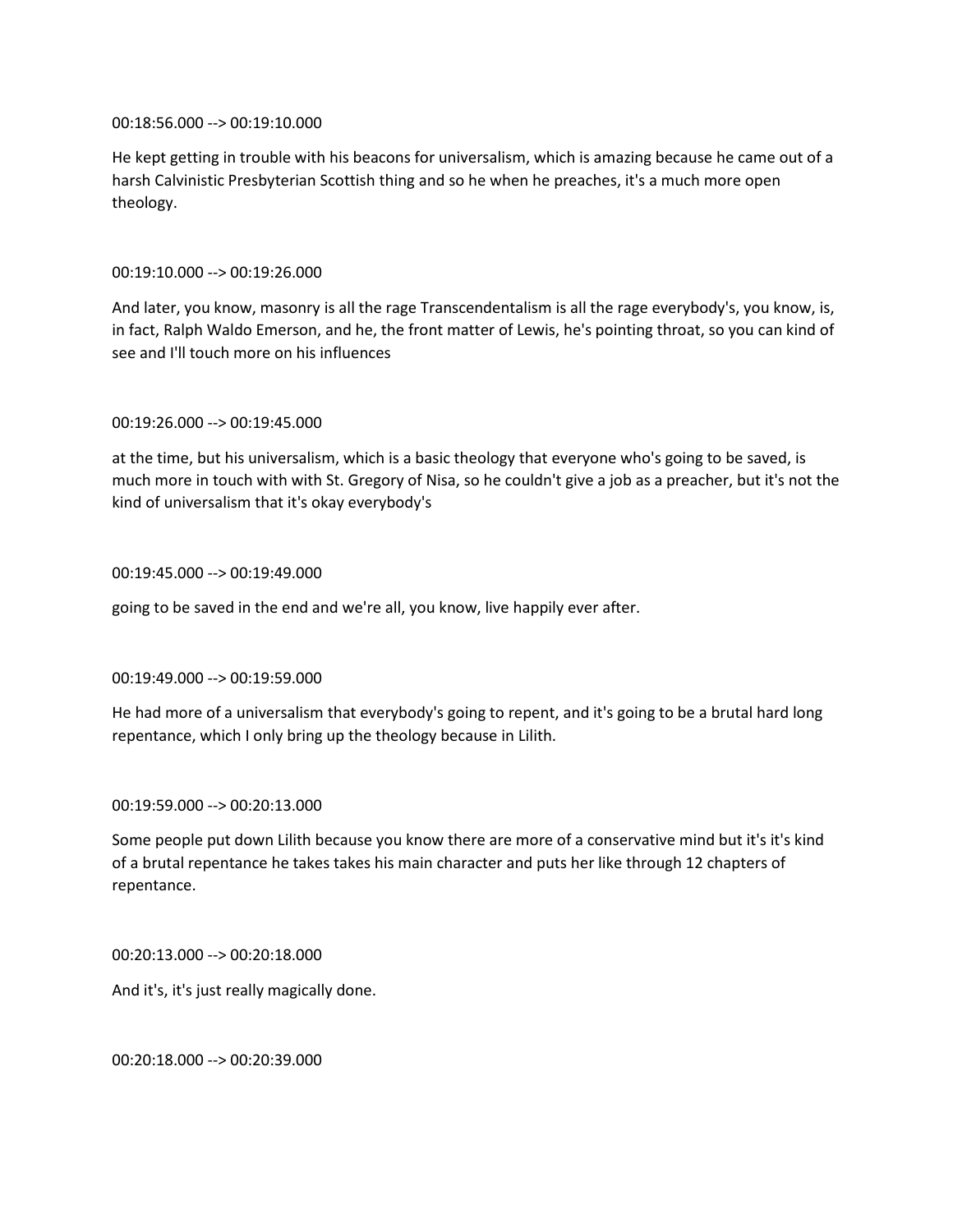00:18:56.000 --> 00:19:10.000

He kept getting in trouble with his beacons for universalism, which is amazing because he came out of a harsh Calvinistic Presbyterian Scottish thing and so he when he preaches, it's a much more open theology.

00:19:10.000 --> 00:19:26.000

And later, you know, masonry is all the rage Transcendentalism is all the rage everybody's, you know, is, in fact, Ralph Waldo Emerson, and he, the front matter of Lewis, he's pointing throat, so you can kind of see and I'll touch more on his influences

00:19:26.000 --> 00:19:45.000

at the time, but his universalism, which is a basic theology that everyone who's going to be saved, is much more in touch with with St. Gregory of Nisa, so he couldn't give a job as a preacher, but it's not the kind of universalism that it's okay everybody's

00:19:45.000 --> 00:19:49.000

going to be saved in the end and we're all, you know, live happily ever after.

00:19:49.000 --> 00:19:59.000

He had more of a universalism that everybody's going to repent, and it's going to be a brutal hard long repentance, which I only bring up the theology because in Lilith.

00:19:59.000 --> 00:20:13.000

Some people put down Lilith because you know there are more of a conservative mind but it's it's kind of a brutal repentance he takes takes his main character and puts her like through 12 chapters of repentance.

00:20:13.000 --> 00:20:18.000

And it's, it's just really magically done.

00:20:18.000 --> 00:20:39.000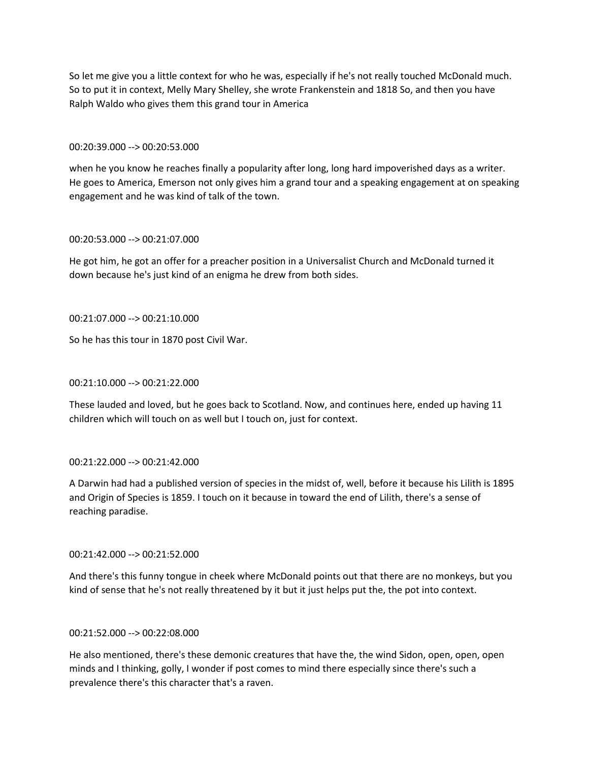So let me give you a little context for who he was, especially if he's not really touched McDonald much. So to put it in context, Melly Mary Shelley, she wrote Frankenstein and 1818 So, and then you have Ralph Waldo who gives them this grand tour in America

00:20:39.000 --> 00:20:53.000

when he you know he reaches finally a popularity after long, long hard impoverished days as a writer. He goes to America, Emerson not only gives him a grand tour and a speaking engagement at on speaking engagement and he was kind of talk of the town.

00:20:53.000 --> 00:21:07.000

He got him, he got an offer for a preacher position in a Universalist Church and McDonald turned it down because he's just kind of an enigma he drew from both sides.

00:21:07.000 --> 00:21:10.000

So he has this tour in 1870 post Civil War.

00:21:10.000 --> 00:21:22.000

These lauded and loved, but he goes back to Scotland. Now, and continues here, ended up having 11 children which will touch on as well but I touch on, just for context.

00:21:22.000 --> 00:21:42.000

A Darwin had had a published version of species in the midst of, well, before it because his Lilith is 1895 and Origin of Species is 1859. I touch on it because in toward the end of Lilith, there's a sense of reaching paradise.

00:21:42.000 --> 00:21:52.000

And there's this funny tongue in cheek where McDonald points out that there are no monkeys, but you kind of sense that he's not really threatened by it but it just helps put the, the pot into context.

00:21:52.000 --> 00:22:08.000

He also mentioned, there's these demonic creatures that have the, the wind Sidon, open, open, open minds and I thinking, golly, I wonder if post comes to mind there especially since there's such a prevalence there's this character that's a raven.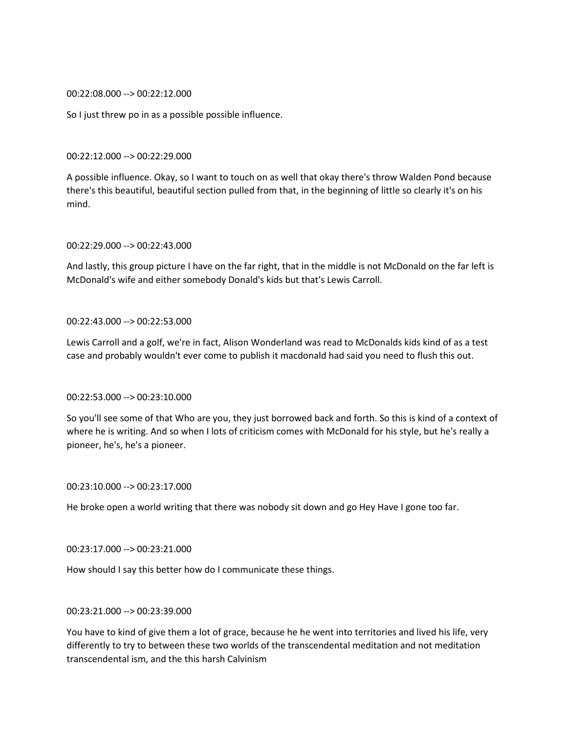00:22:08.000 --> 00:22:12.000

So I just threw po in as a possible possible influence.

00:22:12.000 --> 00:22:29.000

A possible influence. Okay, so I want to touch on as well that okay there's throw Walden Pond because there's this beautiful, beautiful section pulled from that, in the beginning of little so clearly it's on his mind.

00:22:29.000 --> 00:22:43.000

And lastly, this group picture I have on the far right, that in the middle is not McDonald on the far left is McDonald's wife and either somebody Donald's kids but that's Lewis Carroll.

00:22:43.000 --> 00:22:53.000

Lewis Carroll and a golf, we're in fact, Alison Wonderland was read to McDonalds kids kind of as a test case and probably wouldn't ever come to publish it macdonald had said you need to flush this out.

00:22:53.000 --> 00:23:10.000

So you'll see some of that Who are you, they just borrowed back and forth. So this is kind of a context of where he is writing. And so when I lots of criticism comes with McDonald for his style, but he's really a pioneer, he's, he's a pioneer.

00:23:10.000 --> 00:23:17.000

He broke open a world writing that there was nobody sit down and go Hey Have I gone too far.

00:23:17.000 --> 00:23:21.000

How should I say this better how do I communicate these things.

00:23:21.000 --> 00:23:39.000

You have to kind of give them a lot of grace, because he he went into territories and lived his life, very differently to try to between these two worlds of the transcendental meditation and not meditation transcendental ism, and the this harsh Calvinism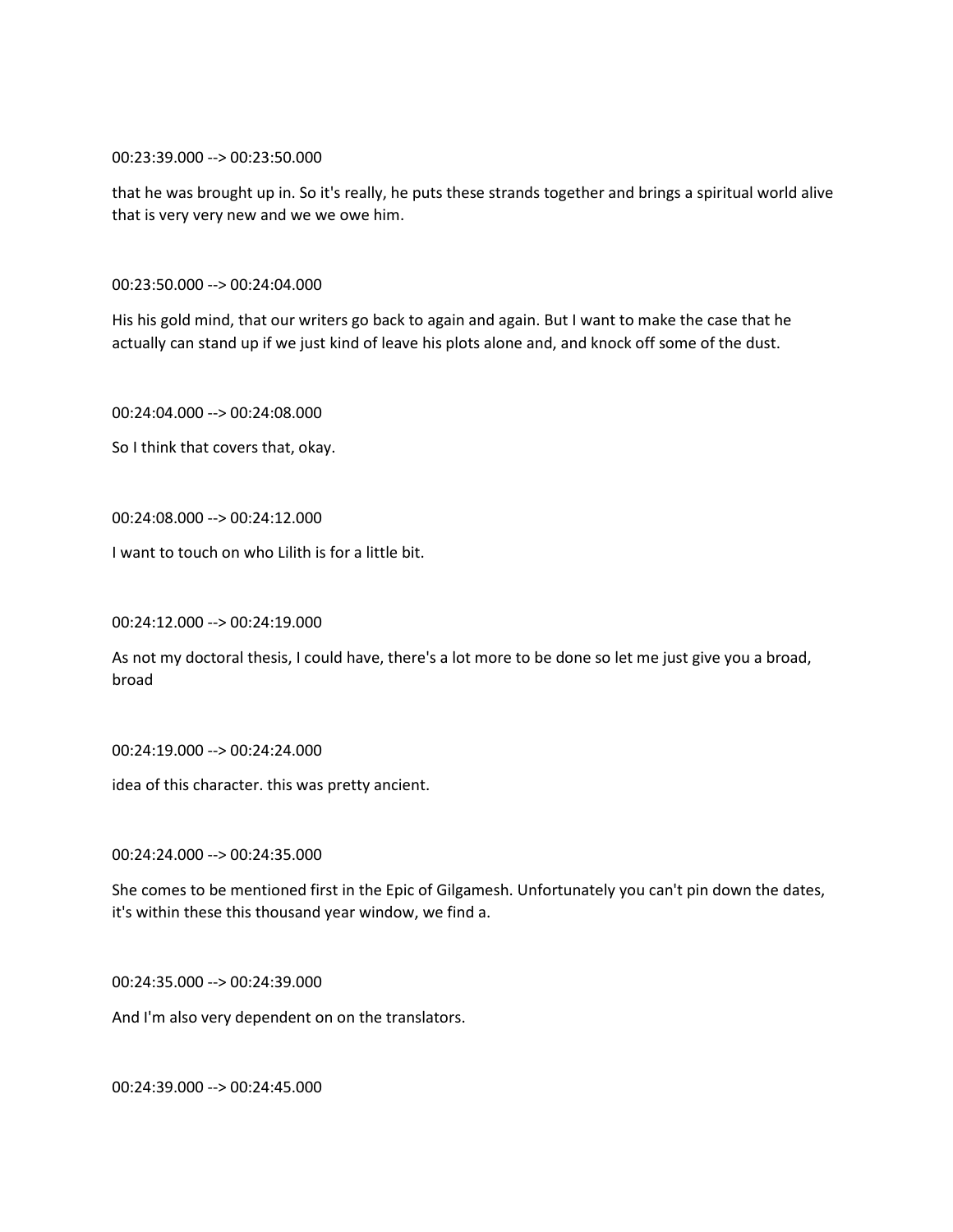00:23:39.000 --> 00:23:50.000

that he was brought up in. So it's really, he puts these strands together and brings a spiritual world alive that is very very new and we we owe him.

00:23:50.000 --> 00:24:04.000

His his gold mind, that our writers go back to again and again. But I want to make the case that he actually can stand up if we just kind of leave his plots alone and, and knock off some of the dust.

00:24:04.000 --> 00:24:08.000

So I think that covers that, okay.

00:24:08.000 --> 00:24:12.000

I want to touch on who Lilith is for a little bit.

00:24:12.000 --> 00:24:19.000

As not my doctoral thesis, I could have, there's a lot more to be done so let me just give you a broad, broad

00:24:19.000 --> 00:24:24.000

idea of this character. this was pretty ancient.

00:24:24.000 --> 00:24:35.000

She comes to be mentioned first in the Epic of Gilgamesh. Unfortunately you can't pin down the dates, it's within these this thousand year window, we find a.

00:24:35.000 --> 00:24:39.000

And I'm also very dependent on on the translators.

00:24:39.000 --> 00:24:45.000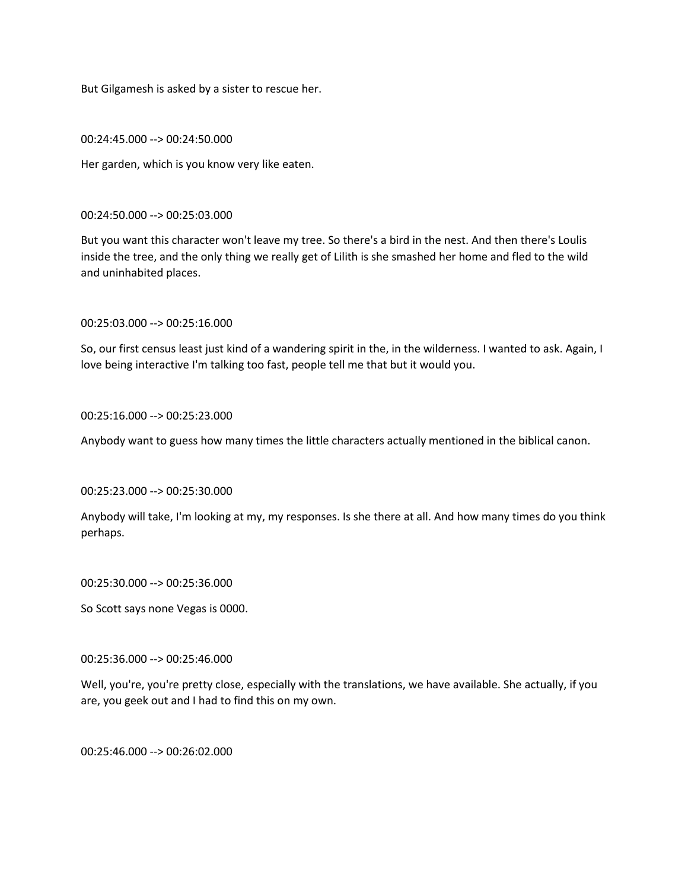But Gilgamesh is asked by a sister to rescue her.

00:24:45.000 --> 00:24:50.000

Her garden, which is you know very like eaten.

00:24:50.000 --> 00:25:03.000

But you want this character won't leave my tree. So there's a bird in the nest. And then there's Loulis inside the tree, and the only thing we really get of Lilith is she smashed her home and fled to the wild and uninhabited places.

00:25:03.000 --> 00:25:16.000

So, our first census least just kind of a wandering spirit in the, in the wilderness. I wanted to ask. Again, I love being interactive I'm talking too fast, people tell me that but it would you.

00:25:16.000 --> 00:25:23.000

Anybody want to guess how many times the little characters actually mentioned in the biblical canon.

00:25:23.000 --> 00:25:30.000

Anybody will take, I'm looking at my, my responses. Is she there at all. And how many times do you think perhaps.

00:25:30.000 --> 00:25:36.000

So Scott says none Vegas is 0000.

00:25:36.000 --> 00:25:46.000

Well, you're, you're pretty close, especially with the translations, we have available. She actually, if you are, you geek out and I had to find this on my own.

00:25:46.000 --> 00:26:02.000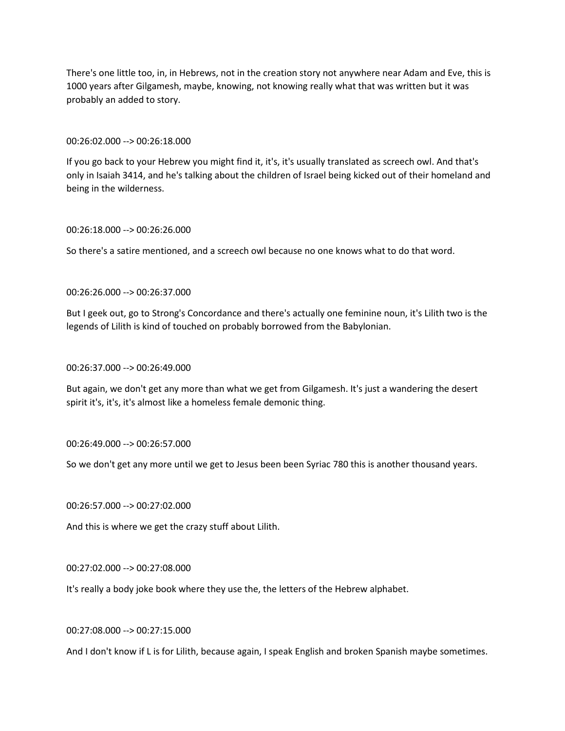There's one little too, in, in Hebrews, not in the creation story not anywhere near Adam and Eve, this is 1000 years after Gilgamesh, maybe, knowing, not knowing really what that was written but it was probably an added to story.

00:26:02.000 --> 00:26:18.000

If you go back to your Hebrew you might find it, it's, it's usually translated as screech owl. And that's only in Isaiah 3414, and he's talking about the children of Israel being kicked out of their homeland and being in the wilderness.

00:26:18.000 --> 00:26:26.000

So there's a satire mentioned, and a screech owl because no one knows what to do that word.

00:26:26.000 --> 00:26:37.000

But I geek out, go to Strong's Concordance and there's actually one feminine noun, it's Lilith two is the legends of Lilith is kind of touched on probably borrowed from the Babylonian.

00:26:37.000 --> 00:26:49.000

But again, we don't get any more than what we get from Gilgamesh. It's just a wandering the desert spirit it's, it's, it's almost like a homeless female demonic thing.

00:26:49.000 --> 00:26:57.000

So we don't get any more until we get to Jesus been been Syriac 780 this is another thousand years.

00:26:57.000 --> 00:27:02.000

And this is where we get the crazy stuff about Lilith.

00:27:02.000 --> 00:27:08.000

It's really a body joke book where they use the, the letters of the Hebrew alphabet.

00:27:08.000 --> 00:27:15.000

And I don't know if L is for Lilith, because again, I speak English and broken Spanish maybe sometimes.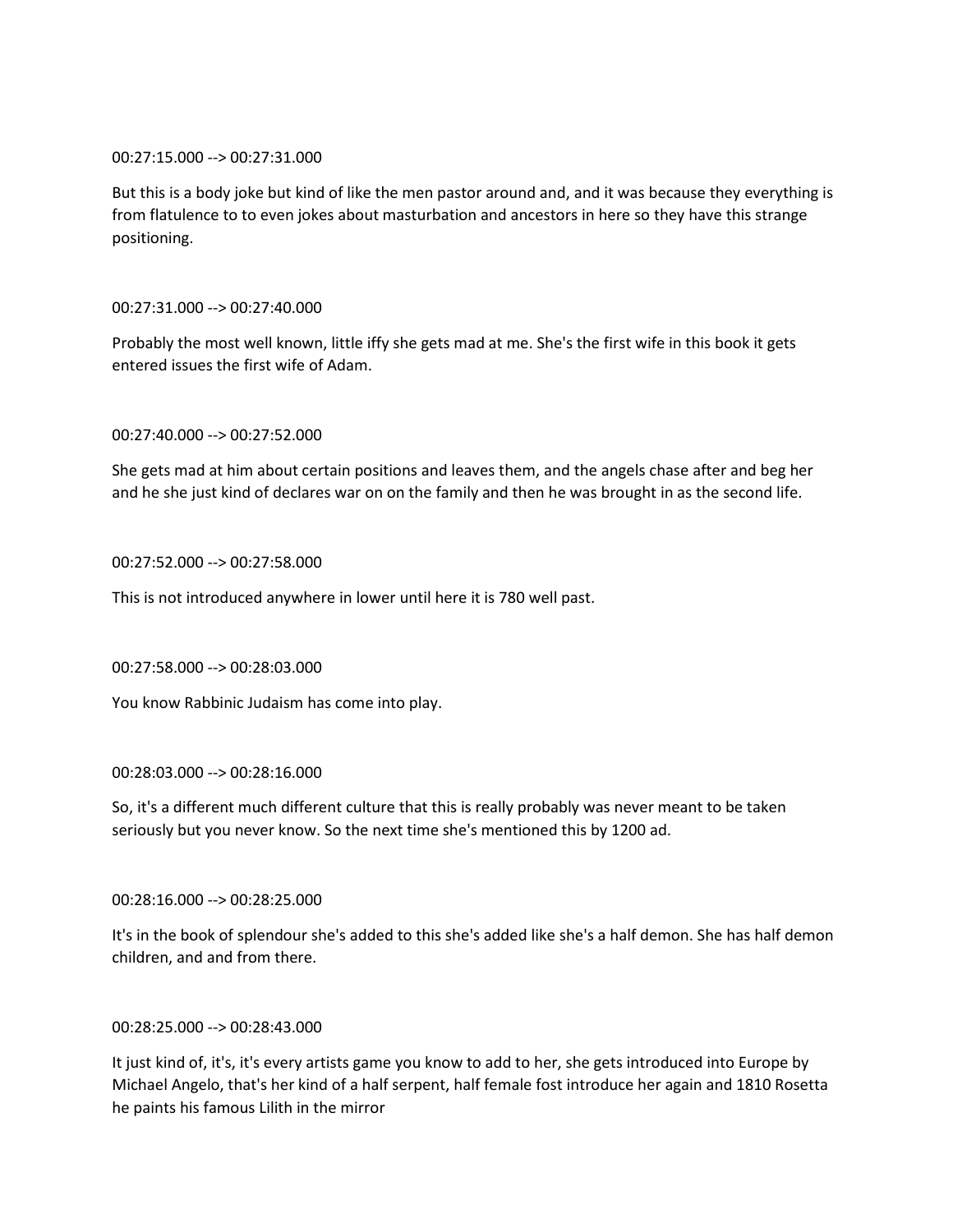00:27:15.000 --> 00:27:31.000

But this is a body joke but kind of like the men pastor around and, and it was because they everything is from flatulence to to even jokes about masturbation and ancestors in here so they have this strange positioning.

00:27:31.000 --> 00:27:40.000

Probably the most well known, little iffy she gets mad at me. She's the first wife in this book it gets entered issues the first wife of Adam.

00:27:40.000 --> 00:27:52.000

She gets mad at him about certain positions and leaves them, and the angels chase after and beg her and he she just kind of declares war on on the family and then he was brought in as the second life.

00:27:52.000 --> 00:27:58.000

This is not introduced anywhere in lower until here it is 780 well past.

00:27:58.000 --> 00:28:03.000

You know Rabbinic Judaism has come into play.

00:28:03.000 --> 00:28:16.000

So, it's a different much different culture that this is really probably was never meant to be taken seriously but you never know. So the next time she's mentioned this by 1200 ad.

00:28:16.000 --> 00:28:25.000

It's in the book of splendour she's added to this she's added like she's a half demon. She has half demon children, and and from there.

00:28:25.000 --> 00:28:43.000

It just kind of, it's, it's every artists game you know to add to her, she gets introduced into Europe by Michael Angelo, that's her kind of a half serpent, half female fost introduce her again and 1810 Rosetta he paints his famous Lilith in the mirror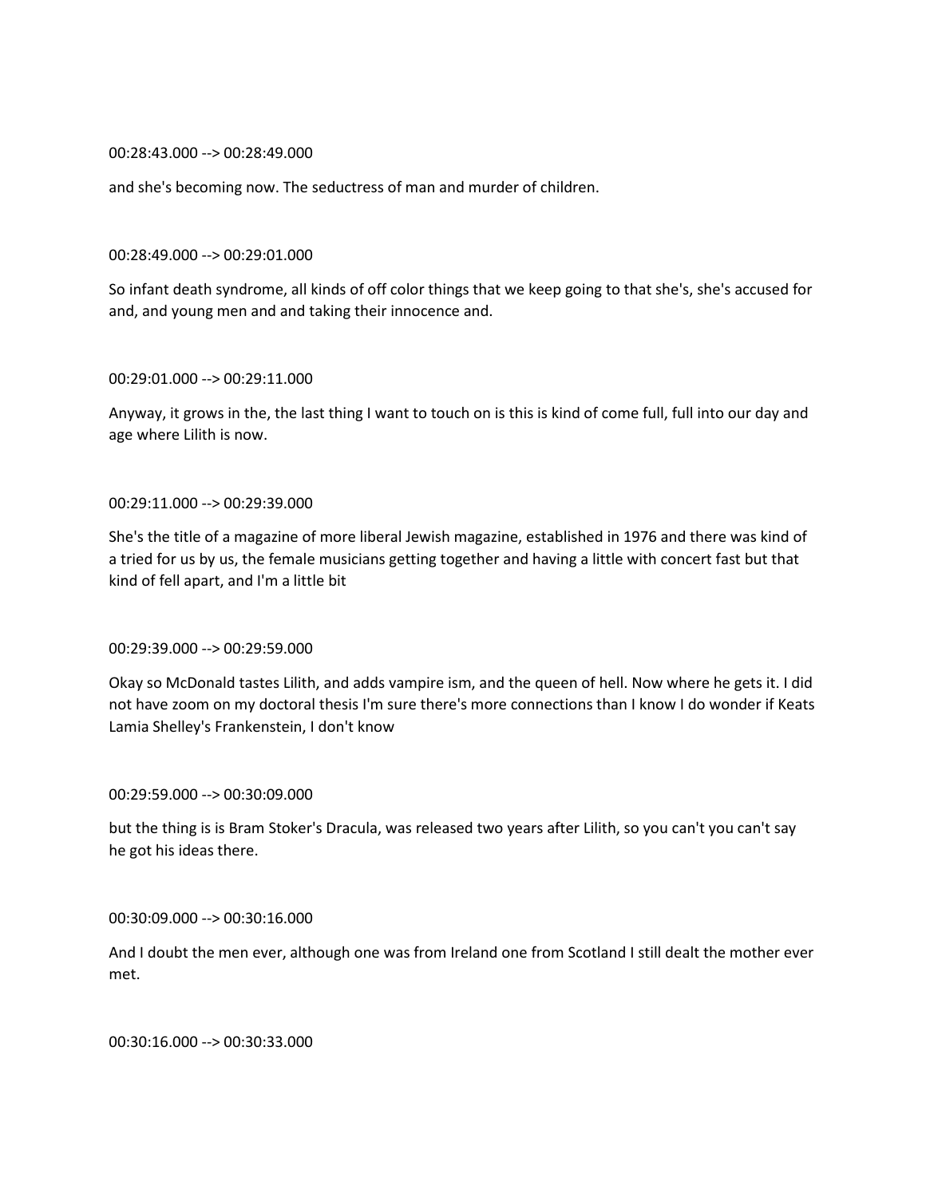00:28:43.000 --> 00:28:49.000

and she's becoming now. The seductress of man and murder of children.

00:28:49.000 --> 00:29:01.000

So infant death syndrome, all kinds of off color things that we keep going to that she's, she's accused for and, and young men and and taking their innocence and.

00:29:01.000 --> 00:29:11.000

Anyway, it grows in the, the last thing I want to touch on is this is kind of come full, full into our day and age where Lilith is now.

00:29:11.000 --> 00:29:39.000

She's the title of a magazine of more liberal Jewish magazine, established in 1976 and there was kind of a tried for us by us, the female musicians getting together and having a little with concert fast but that kind of fell apart, and I'm a little bit

00:29:39.000 --> 00:29:59.000

Okay so McDonald tastes Lilith, and adds vampire ism, and the queen of hell. Now where he gets it. I did not have zoom on my doctoral thesis I'm sure there's more connections than I know I do wonder if Keats Lamia Shelley's Frankenstein, I don't know

00:29:59.000 --> 00:30:09.000

but the thing is is Bram Stoker's Dracula, was released two years after Lilith, so you can't you can't say he got his ideas there.

00:30:09.000 --> 00:30:16.000

And I doubt the men ever, although one was from Ireland one from Scotland I still dealt the mother ever met.

00:30:16.000 --> 00:30:33.000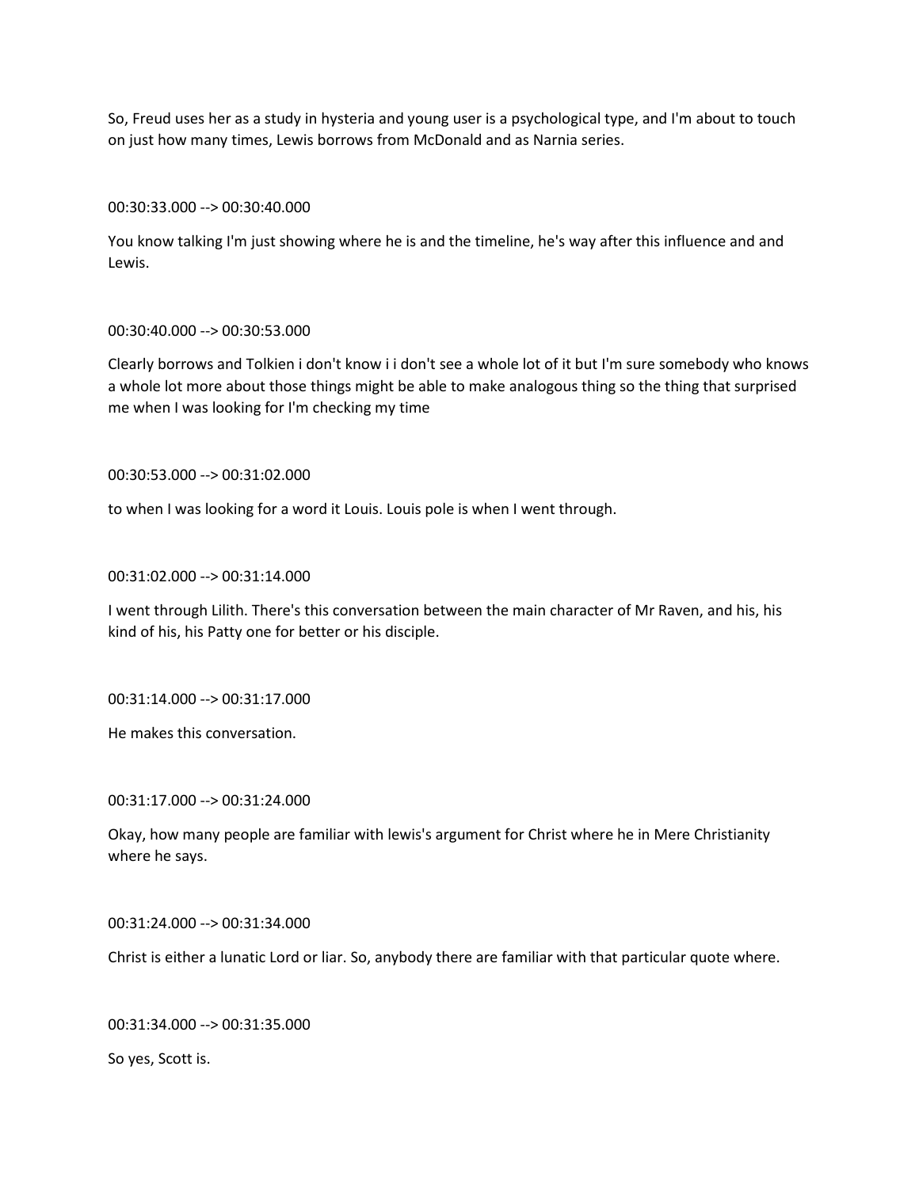So, Freud uses her as a study in hysteria and young user is a psychological type, and I'm about to touch on just how many times, Lewis borrows from McDonald and as Narnia series.

00:30:33.000 --> 00:30:40.000

You know talking I'm just showing where he is and the timeline, he's way after this influence and and Lewis.

00:30:40.000 --> 00:30:53.000

Clearly borrows and Tolkien i don't know i i don't see a whole lot of it but I'm sure somebody who knows a whole lot more about those things might be able to make analogous thing so the thing that surprised me when I was looking for I'm checking my time

00:30:53.000 --> 00:31:02.000

to when I was looking for a word it Louis. Louis pole is when I went through.

00:31:02.000 --> 00:31:14.000

I went through Lilith. There's this conversation between the main character of Mr Raven, and his, his kind of his, his Patty one for better or his disciple.

00:31:14.000 --> 00:31:17.000

He makes this conversation.

00:31:17.000 --> 00:31:24.000

Okay, how many people are familiar with lewis's argument for Christ where he in Mere Christianity where he says.

00:31:24.000 --> 00:31:34.000

Christ is either a lunatic Lord or liar. So, anybody there are familiar with that particular quote where.

00:31:34.000 --> 00:31:35.000

So yes, Scott is.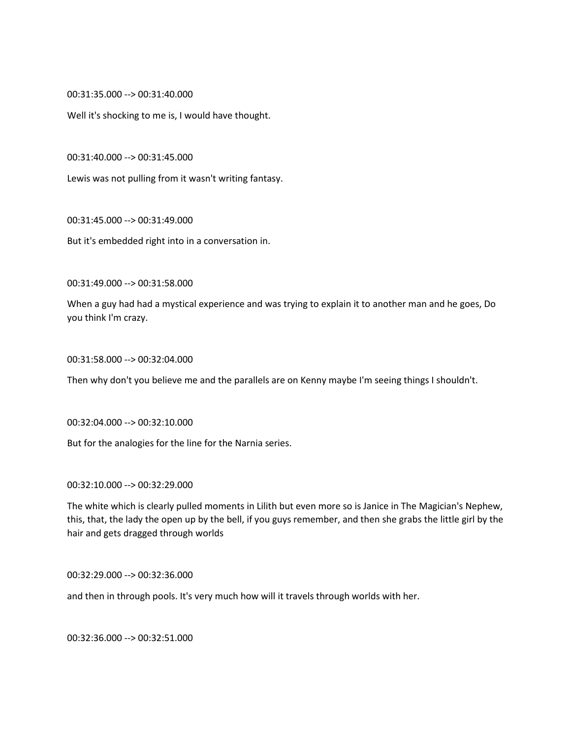00:31:35.000 --> 00:31:40.000

Well it's shocking to me is, I would have thought.

00:31:40.000 --> 00:31:45.000

Lewis was not pulling from it wasn't writing fantasy.

00:31:45.000 --> 00:31:49.000

But it's embedded right into in a conversation in.

00:31:49.000 --> 00:31:58.000

When a guy had had a mystical experience and was trying to explain it to another man and he goes, Do you think I'm crazy.

00:31:58.000 --> 00:32:04.000

Then why don't you believe me and the parallels are on Kenny maybe I'm seeing things I shouldn't.

00:32:04.000 --> 00:32:10.000

But for the analogies for the line for the Narnia series.

00:32:10.000 --> 00:32:29.000

The white which is clearly pulled moments in Lilith but even more so is Janice in The Magician's Nephew, this, that, the lady the open up by the bell, if you guys remember, and then she grabs the little girl by the hair and gets dragged through worlds

00:32:29.000 --> 00:32:36.000

and then in through pools. It's very much how will it travels through worlds with her.

00:32:36.000 --> 00:32:51.000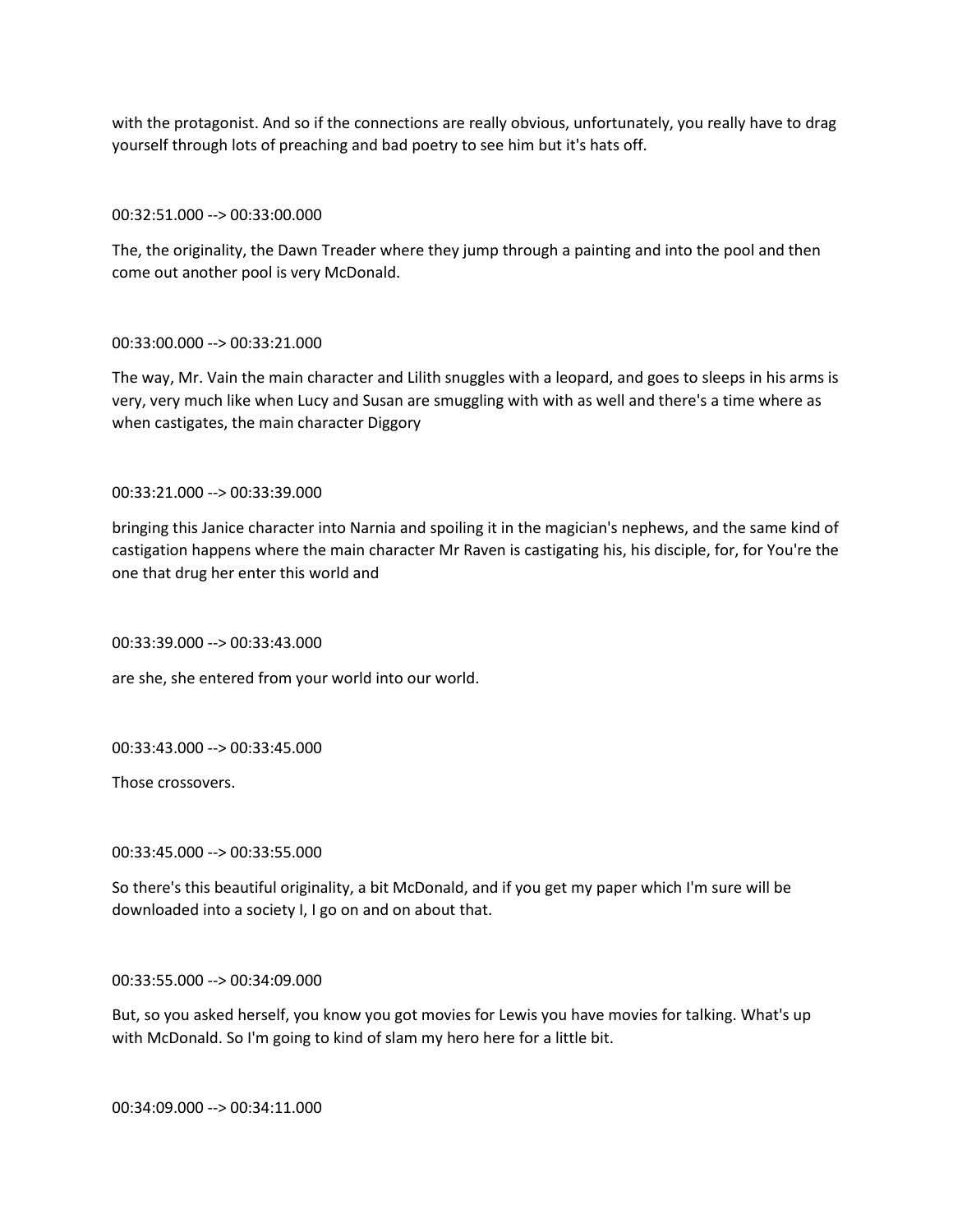with the protagonist. And so if the connections are really obvious, unfortunately, you really have to drag yourself through lots of preaching and bad poetry to see him but it's hats off.

00:32:51.000 --> 00:33:00.000

The, the originality, the Dawn Treader where they jump through a painting and into the pool and then come out another pool is very McDonald.

00:33:00.000 --> 00:33:21.000

The way, Mr. Vain the main character and Lilith snuggles with a leopard, and goes to sleeps in his arms is very, very much like when Lucy and Susan are smuggling with with as well and there's a time where as when castigates, the main character Diggory

00:33:21.000 --> 00:33:39.000

bringing this Janice character into Narnia and spoiling it in the magician's nephews, and the same kind of castigation happens where the main character Mr Raven is castigating his, his disciple, for, for You're the one that drug her enter this world and

00:33:39.000 --> 00:33:43.000

are she, she entered from your world into our world.

00:33:43.000 --> 00:33:45.000

Those crossovers.

00:33:45.000 --> 00:33:55.000

So there's this beautiful originality, a bit McDonald, and if you get my paper which I'm sure will be downloaded into a society I, I go on and on about that.

00:33:55.000 --> 00:34:09.000

But, so you asked herself, you know you got movies for Lewis you have movies for talking. What's up with McDonald. So I'm going to kind of slam my hero here for a little bit.

00:34:09.000 --> 00:34:11.000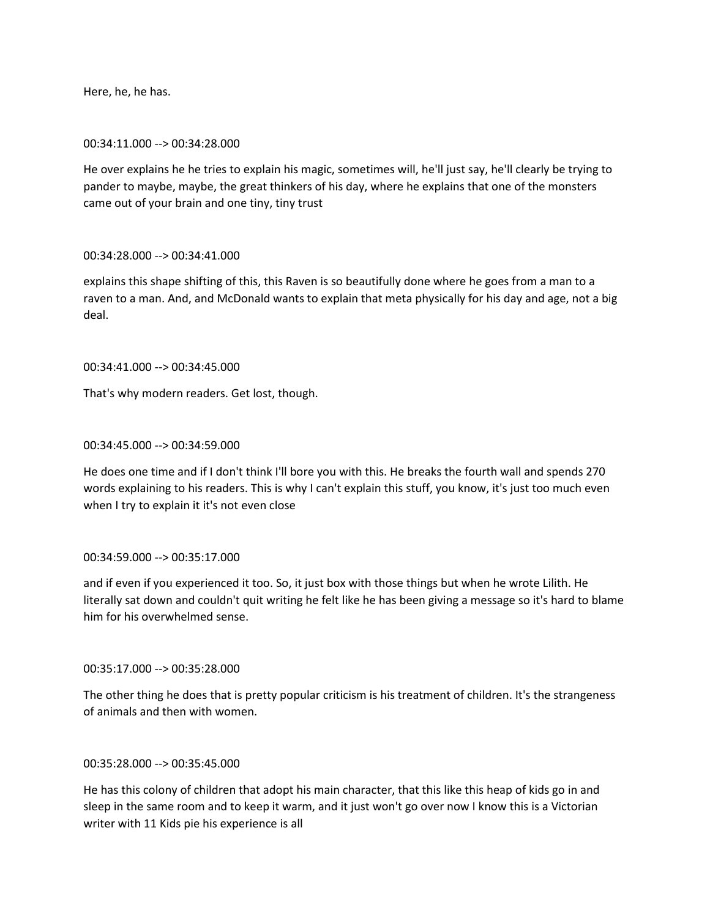Here, he, he has.

00:34:11.000 --> 00:34:28.000

He over explains he he tries to explain his magic, sometimes will, he'll just say, he'll clearly be trying to pander to maybe, maybe, the great thinkers of his day, where he explains that one of the monsters came out of your brain and one tiny, tiny trust

00:34:28.000 --> 00:34:41.000

explains this shape shifting of this, this Raven is so beautifully done where he goes from a man to a raven to a man. And, and McDonald wants to explain that meta physically for his day and age, not a big deal.

00:34:41.000 --> 00:34:45.000

That's why modern readers. Get lost, though.

00:34:45.000 --> 00:34:59.000

He does one time and if I don't think I'll bore you with this. He breaks the fourth wall and spends 270 words explaining to his readers. This is why I can't explain this stuff, you know, it's just too much even when I try to explain it it's not even close

00:34:59.000 --> 00:35:17.000

and if even if you experienced it too. So, it just box with those things but when he wrote Lilith. He literally sat down and couldn't quit writing he felt like he has been giving a message so it's hard to blame him for his overwhelmed sense.

00:35:17.000 --> 00:35:28.000

The other thing he does that is pretty popular criticism is his treatment of children. It's the strangeness of animals and then with women.

00:35:28.000 --> 00:35:45.000

He has this colony of children that adopt his main character, that this like this heap of kids go in and sleep in the same room and to keep it warm, and it just won't go over now I know this is a Victorian writer with 11 Kids pie his experience is all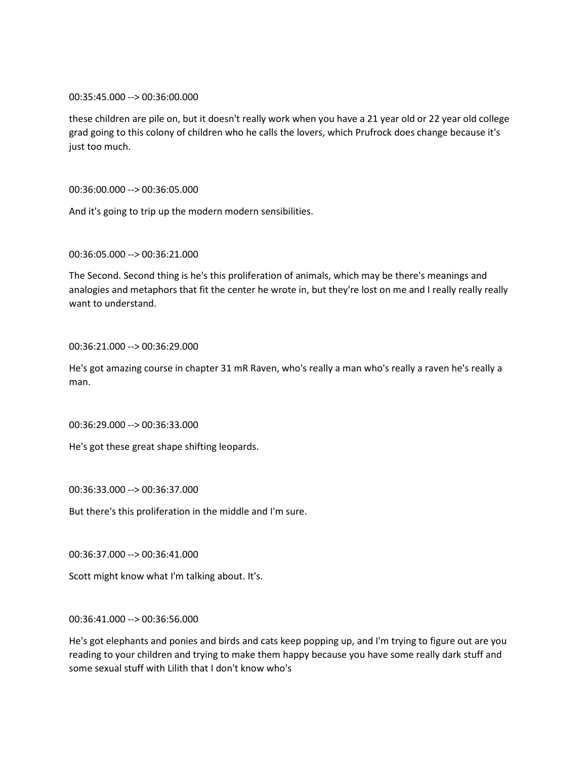00:35:45.000 --> 00:36:00.000

these children are pile on, but it doesn't really work when you have a 21 year old or 22 year old college grad going to this colony of children who he calls the lovers, which Prufrock does change because it's just too much.

00:36:00.000 --> 00:36:05.000

And it's going to trip up the modern modern sensibilities.

00:36:05.000 --> 00:36:21.000

The Second. Second thing is he's this proliferation of animals, which may be there's meanings and analogies and metaphors that fit the center he wrote in, but they're lost on me and I really really really want to understand.

00:36:21.000 --> 00:36:29.000

He's got amazing course in chapter 31 mR Raven, who's really a man who's really a raven he's really a man.

00:36:29.000 --> 00:36:33.000

He's got these great shape shifting leopards.

00:36:33.000 --> 00:36:37.000

But there's this proliferation in the middle and I'm sure.

00:36:37.000 --> 00:36:41.000

Scott might know what I'm talking about. It's.

00:36:41.000 --> 00:36:56.000

He's got elephants and ponies and birds and cats keep popping up, and I'm trying to figure out are you reading to your children and trying to make them happy because you have some really dark stuff and some sexual stuff with Lilith that I don't know who's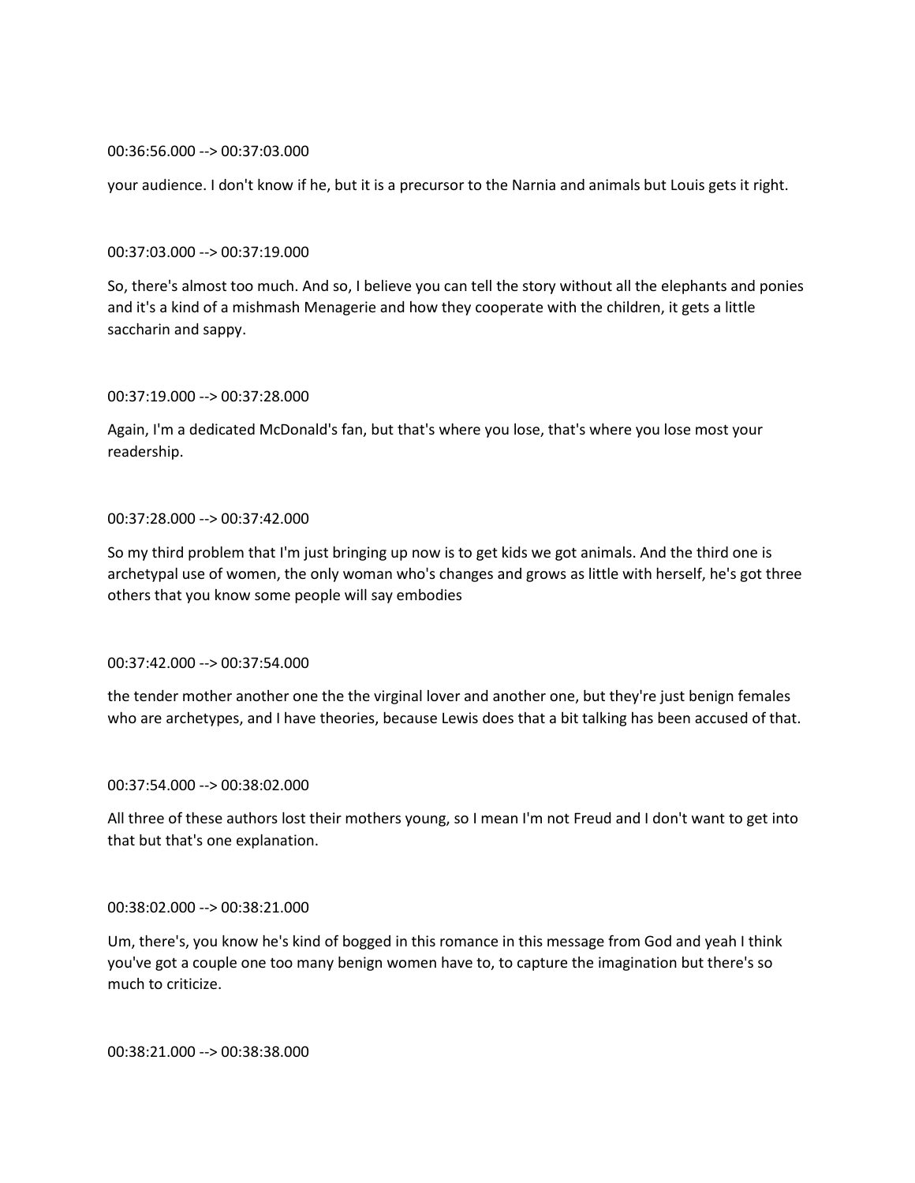00:36:56.000 --> 00:37:03.000

your audience. I don't know if he, but it is a precursor to the Narnia and animals but Louis gets it right.

00:37:03.000 --> 00:37:19.000

So, there's almost too much. And so, I believe you can tell the story without all the elephants and ponies and it's a kind of a mishmash Menagerie and how they cooperate with the children, it gets a little saccharin and sappy.

00:37:19.000 --> 00:37:28.000

Again, I'm a dedicated McDonald's fan, but that's where you lose, that's where you lose most your readership.

00:37:28.000 --> 00:37:42.000

So my third problem that I'm just bringing up now is to get kids we got animals. And the third one is archetypal use of women, the only woman who's changes and grows as little with herself, he's got three others that you know some people will say embodies

00:37:42.000 --> 00:37:54.000

the tender mother another one the the virginal lover and another one, but they're just benign females who are archetypes, and I have theories, because Lewis does that a bit talking has been accused of that.

00:37:54.000 --> 00:38:02.000

All three of these authors lost their mothers young, so I mean I'm not Freud and I don't want to get into that but that's one explanation.

00:38:02.000 --> 00:38:21.000

Um, there's, you know he's kind of bogged in this romance in this message from God and yeah I think you've got a couple one too many benign women have to, to capture the imagination but there's so much to criticize.

00:38:21.000 --> 00:38:38.000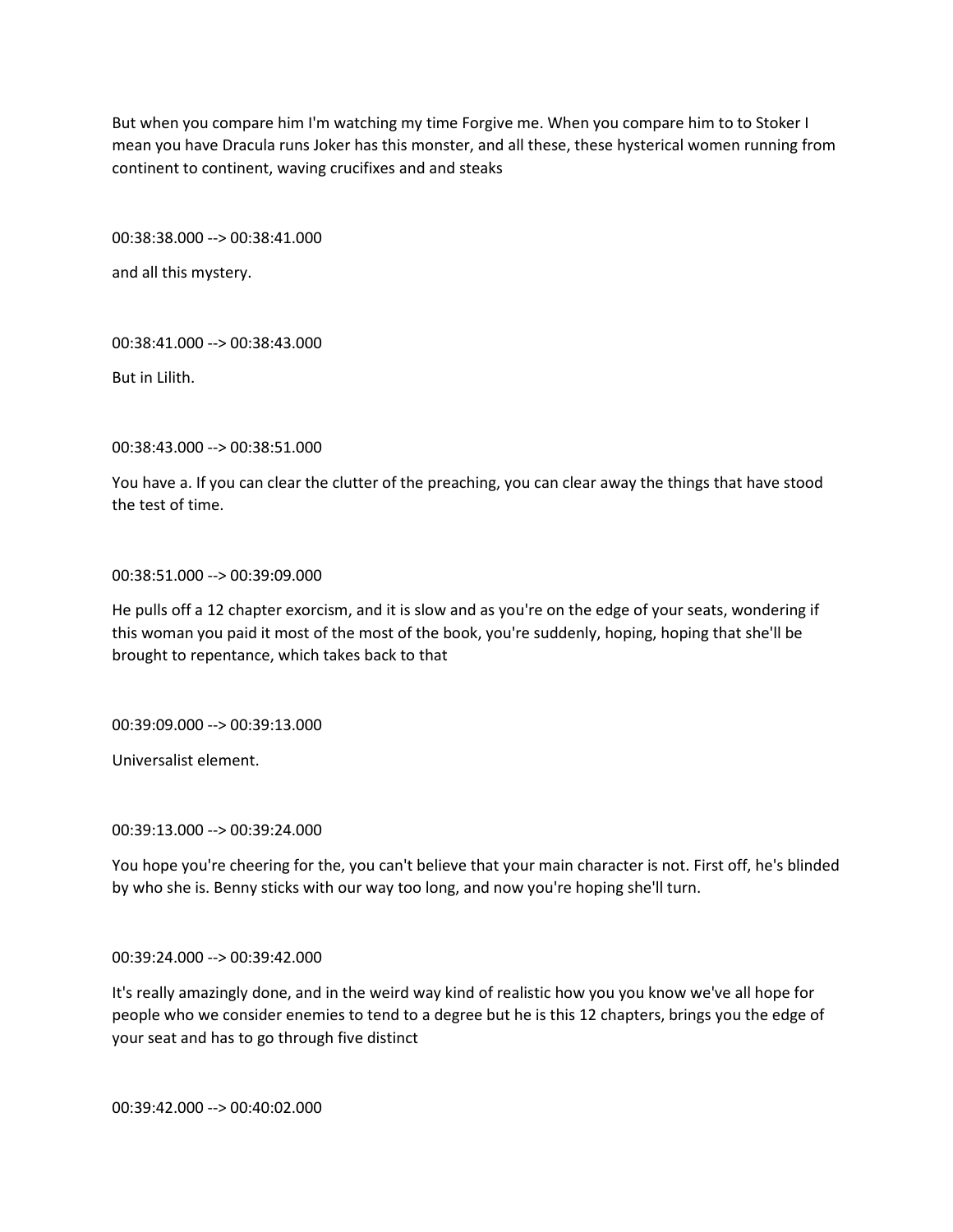But when you compare him I'm watching my time Forgive me. When you compare him to to Stoker I mean you have Dracula runs Joker has this monster, and all these, these hysterical women running from continent to continent, waving crucifixes and and steaks

00:38:38.000 --> 00:38:41.000

and all this mystery.

00:38:41.000 --> 00:38:43.000

But in Lilith.

00:38:43.000 --> 00:38:51.000

You have a. If you can clear the clutter of the preaching, you can clear away the things that have stood the test of time.

00:38:51.000 --> 00:39:09.000

He pulls off a 12 chapter exorcism, and it is slow and as you're on the edge of your seats, wondering if this woman you paid it most of the most of the book, you're suddenly, hoping, hoping that she'll be brought to repentance, which takes back to that

00:39:09.000 --> 00:39:13.000

Universalist element.

00:39:13.000 --> 00:39:24.000

You hope you're cheering for the, you can't believe that your main character is not. First off, he's blinded by who she is. Benny sticks with our way too long, and now you're hoping she'll turn.

00:39:24.000 --> 00:39:42.000

It's really amazingly done, and in the weird way kind of realistic how you you know we've all hope for people who we consider enemies to tend to a degree but he is this 12 chapters, brings you the edge of your seat and has to go through five distinct

00:39:42.000 --> 00:40:02.000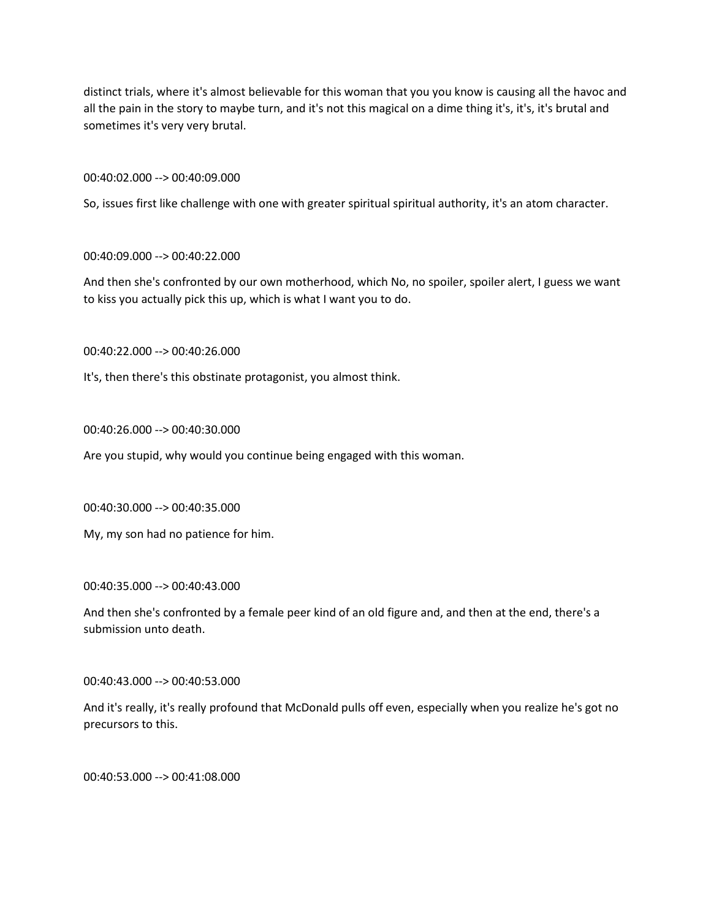distinct trials, where it's almost believable for this woman that you you know is causing all the havoc and all the pain in the story to maybe turn, and it's not this magical on a dime thing it's, it's, it's brutal and sometimes it's very very brutal.

00:40:02.000 --> 00:40:09.000

So, issues first like challenge with one with greater spiritual spiritual authority, it's an atom character.

00:40:09.000 --> 00:40:22.000

And then she's confronted by our own motherhood, which No, no spoiler, spoiler alert, I guess we want to kiss you actually pick this up, which is what I want you to do.

00:40:22.000 --> 00:40:26.000

It's, then there's this obstinate protagonist, you almost think.

00:40:26.000 --> 00:40:30.000

Are you stupid, why would you continue being engaged with this woman.

00:40:30.000 --> 00:40:35.000

My, my son had no patience for him.

00:40:35.000 --> 00:40:43.000

And then she's confronted by a female peer kind of an old figure and, and then at the end, there's a submission unto death.

00:40:43.000 --> 00:40:53.000

And it's really, it's really profound that McDonald pulls off even, especially when you realize he's got no precursors to this.

00:40:53.000 --> 00:41:08.000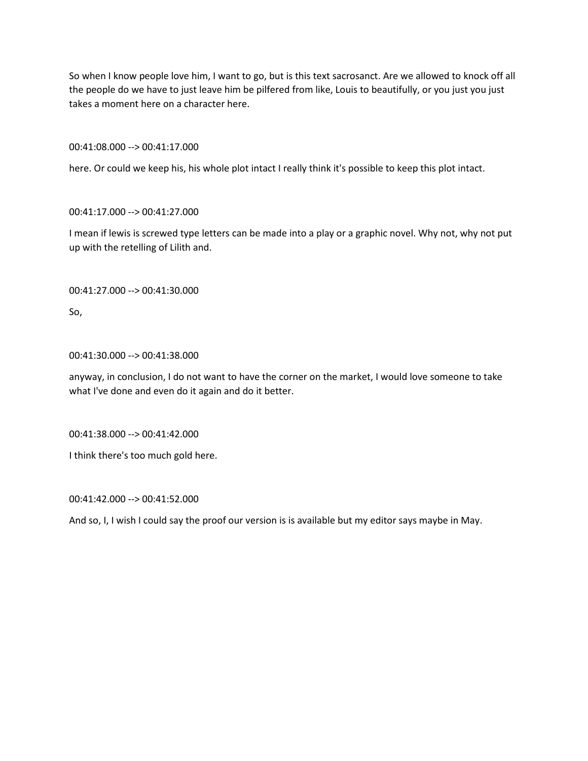So when I know people love him, I want to go, but is this text sacrosanct. Are we allowed to knock off all the people do we have to just leave him be pilfered from like, Louis to beautifully, or you just you just takes a moment here on a character here.

00:41:08.000 --> 00:41:17.000

here. Or could we keep his, his whole plot intact I really think it's possible to keep this plot intact.

00:41:17.000 --> 00:41:27.000

I mean if lewis is screwed type letters can be made into a play or a graphic novel. Why not, why not put up with the retelling of Lilith and.

00:41:27.000 --> 00:41:30.000

So,

00:41:30.000 --> 00:41:38.000

anyway, in conclusion, I do not want to have the corner on the market, I would love someone to take what I've done and even do it again and do it better.

00:41:38.000 --> 00:41:42.000

I think there's too much gold here.

00:41:42.000 --> 00:41:52.000

And so, I, I wish I could say the proof our version is is available but my editor says maybe in May.